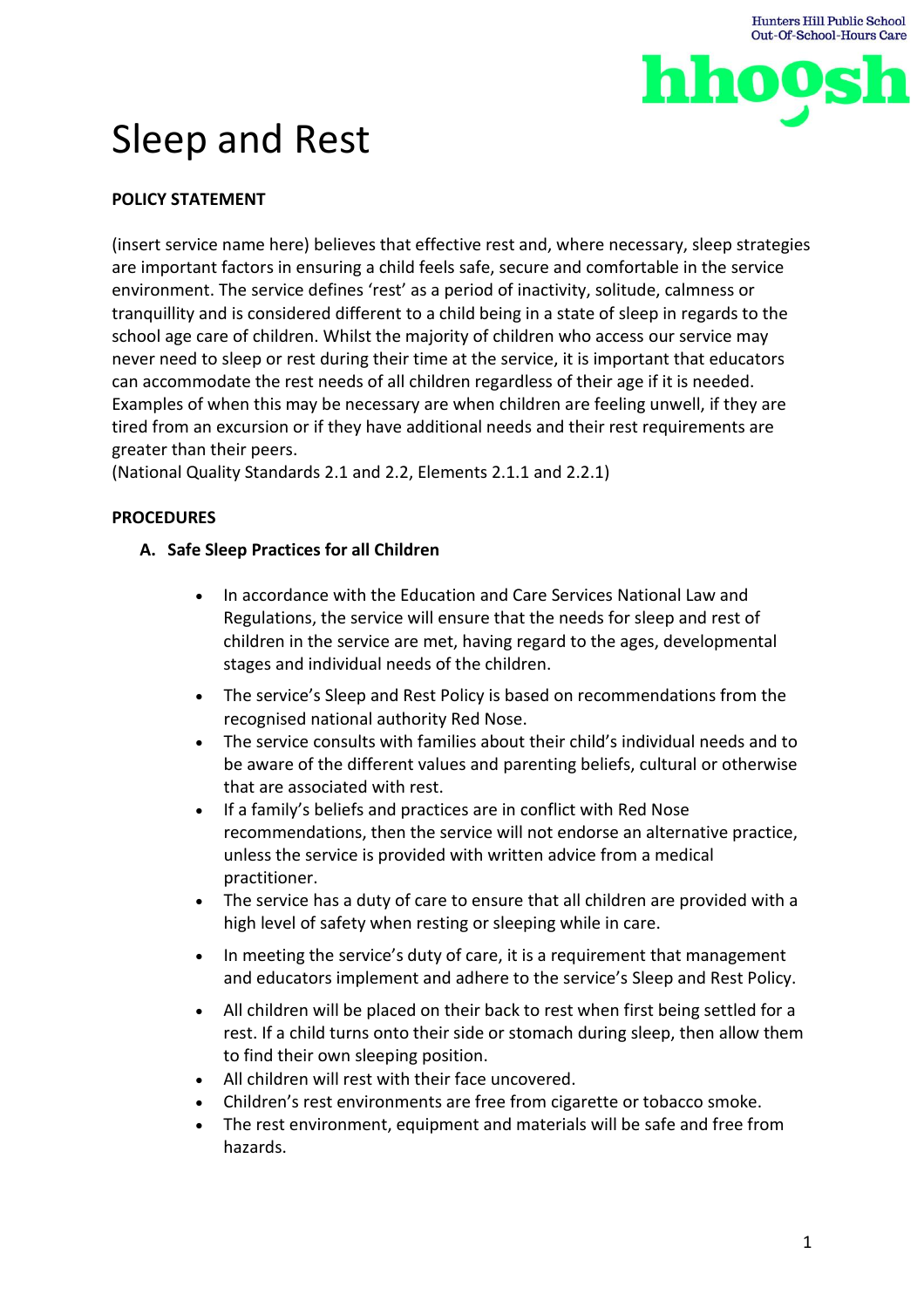# Sleep and Rest

**POLICY STATEMENT**

(insert service name here) believes that effective rest and, where necessary, sleep strategies are important factors in ensuring a child feels safe, secure and comfortable in the service environment. The service defines 'rest' as a period of inactivity, solitude, calmness or tranquillity and is considered different to a child being in a state of sleep in regards to the school age care of children. Whilst the majority of children who access our service may never need to sleep or rest during their time at the service, it is important that educators can accommodate the rest needs of all children regardless of their age if it is needed. Examples of when this may be necessary are when children are feeling unwell, if they are tired from an excursion or if they have additional needs and their rest requirements are greater than their peers.
(National Quality Standards 2.1 and 2.2, Elements 2.1.1 and 2.2.1)

**PROCEDURES**

**A. Safe Sleep Practices for all Children**

- In accordance with the Education and Care Services National Law and Regulations, the service will ensure that the needs for sleep and rest of children in the service are met, having regard to the ages, developmental stages and individual needs of the children.
- The service's Sleep and Rest Policy is based on recommendations from the recognised national authority Red Nose.
- The service consults with families about their child's individual needs and to be aware of the different values and parenting beliefs, cultural or otherwise that are associated with rest.
- If a family's beliefs and practices are in conflict with Red Nose recommendations, then the service will not endorse an alternative practice, unless the service is provided with written advice from a medical practitioner.
- The service has a duty of care to ensure that all children are provided with a high level of safety when resting or sleeping while in care.
- In meeting the service's duty of care, it is a requirement that management and educators implement and adhere to the service's Sleep and Rest Policy.
- All children will be placed on their back to rest when first being settled for a rest. If a child turns onto their side or stomach during sleep, then allow them to find their own sleeping position.
- All children will rest with their face uncovered.
- Children's rest environments are free from cigarette or tobacco smoke.
- The rest environment, equipment and materials will be safe and free from hazards.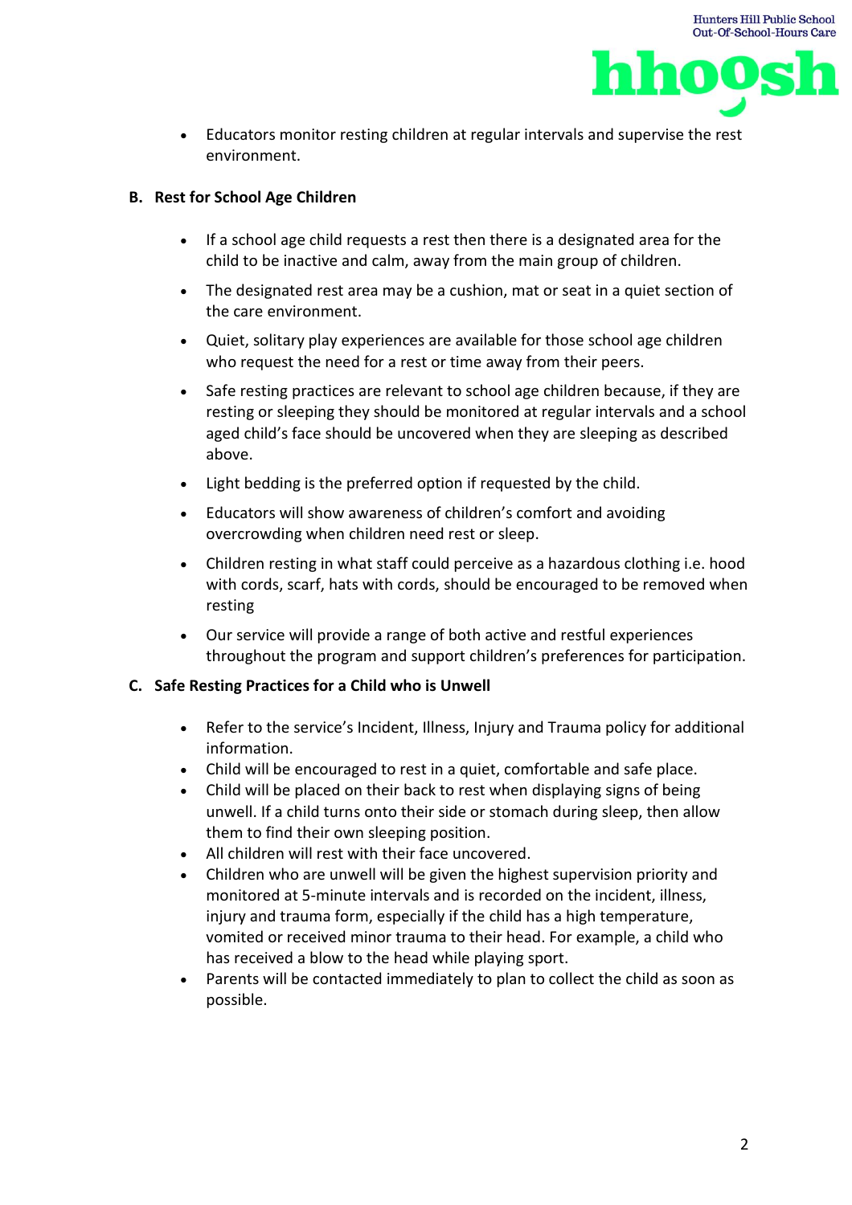- Educators monitor resting children at regular intervals and supervise the rest environment.

**B. Rest for School Age Children**

- If a school age child requests a rest then there is a designated area for the child to be inactive and calm, away from the main group of children.
- The designated rest area may be a cushion, mat or seat in a quiet section of the care environment.
- Quiet, solitary play experiences are available for those school age children who request the need for a rest or time away from their peers.
- Safe resting practices are relevant to school age children because, if they are resting or sleeping they should be monitored at regular intervals and a school aged child's face should be uncovered when they are sleeping as described above.
- Light bedding is the preferred option if requested by the child.
- Educators will show awareness of children's comfort and avoiding overcrowding when children need rest or sleep.
- Children resting in what staff could perceive as a hazardous clothing i.e. hood with cords, scarf, hats with cords, should be encouraged to be removed when resting
- Our service will provide a range of both active and restful experiences throughout the program and support children's preferences for participation.

**C. Safe Resting Practices for a Child who is Unwell**

- Refer to the service's Incident, Illness, Injury and Trauma policy for additional information.
- Child will be encouraged to rest in a quiet, comfortable and safe place.
- Child will be placed on their back to rest when displaying signs of being unwell. If a child turns onto their side or stomach during sleep, then allow them to find their own sleeping position.
- All children will rest with their face uncovered.
- Children who are unwell will be given the highest supervision priority and monitored at 5-minute intervals and is recorded on the incident, illness, injury and trauma form, especially if the child has a high temperature, vomited or received minor trauma to their head. For example, a child who has received a blow to the head while playing sport.
- Parents will be contacted immediately to plan to collect the child as soon as possible.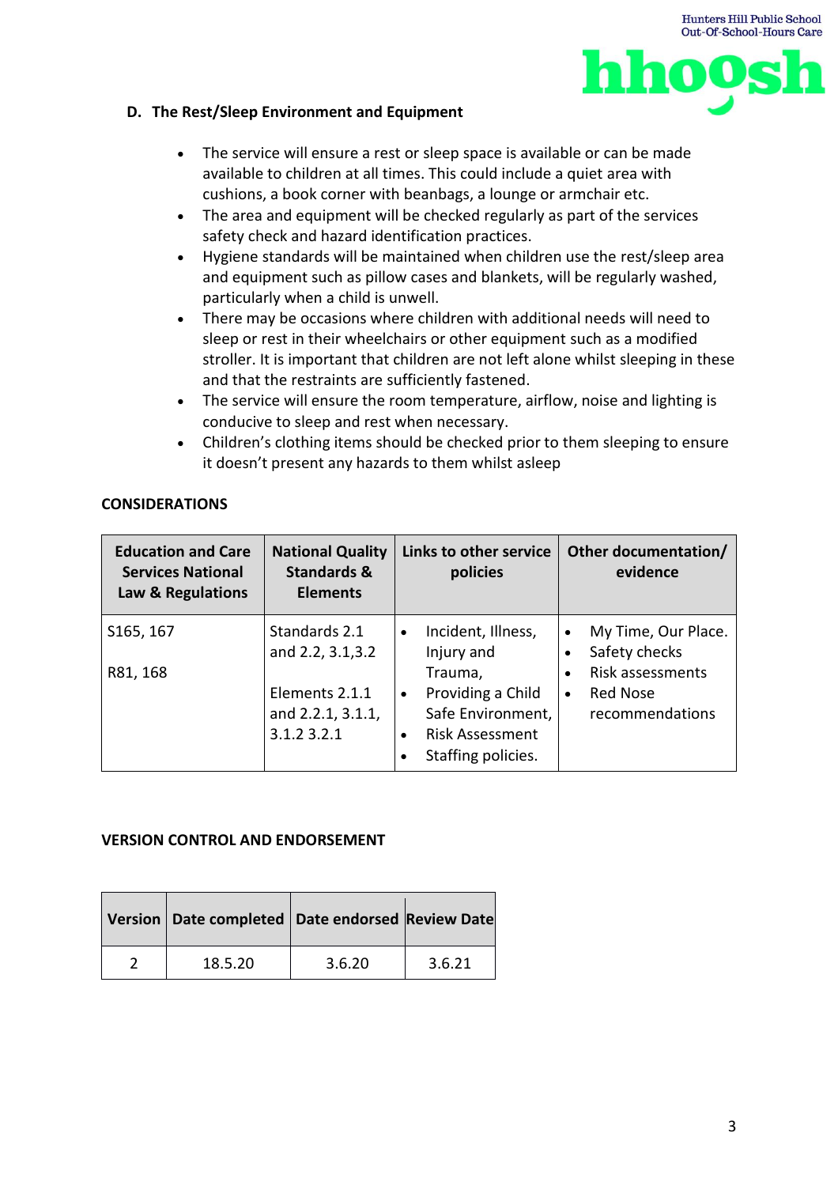### D. The Rest/Sleep Environment and Equipment

- The service will ensure a rest or sleep space is available or can be made available to children at all times. This could include a quiet area with cushions, a book corner with beanbags, a lounge or armchair etc.
- The area and equipment will be checked regularly as part of the services safety check and hazard identification practices.
- Hygiene standards will be maintained when children use the rest/sleep area and equipment such as pillow cases and blankets, will be regularly washed, particularly when a child is unwell.
- There may be occasions where children with additional needs will need to sleep or rest in their wheelchairs or other equipment such as a modified stroller. It is important that children are not left alone whilst sleeping in these and that the restraints are sufficiently fastened.
- The service will ensure the room temperature, airflow, noise and lighting is conducive to sleep and rest when necessary.
- Children's clothing items should be checked prior to them sleeping to ensure it doesn't present any hazards to them whilst asleep

**CONSIDERATIONS**

| Education and Care Services National Law & Regulations | National Quality Standards & Elements | Links to other service policies | Other documentation/ evidence |
|---|---|---|---|
| S165, 167<br><br>R81, 168 | Standards 2.1 and 2.2, 3.1,3.2<br><br>Elements 2.1.1 and 2.2.1, 3.1.1, 3.1.2 3.2.1 | • Incident, Illness, Injury and Trauma,<br>• Providing a Child Safe Environment,<br>• Risk Assessment<br>• Staffing policies. | • My Time, Our Place.<br>• Safety checks<br>• Risk assessments<br>• Red Nose recommendations |

**VERSION CONTROL AND ENDORSEMENT**

| Version | Date completed | Date endorsed | Review Date |
|---|---|---|---|
| 2 | 18.5.20 | 3.6.20 | 3.6.21 |